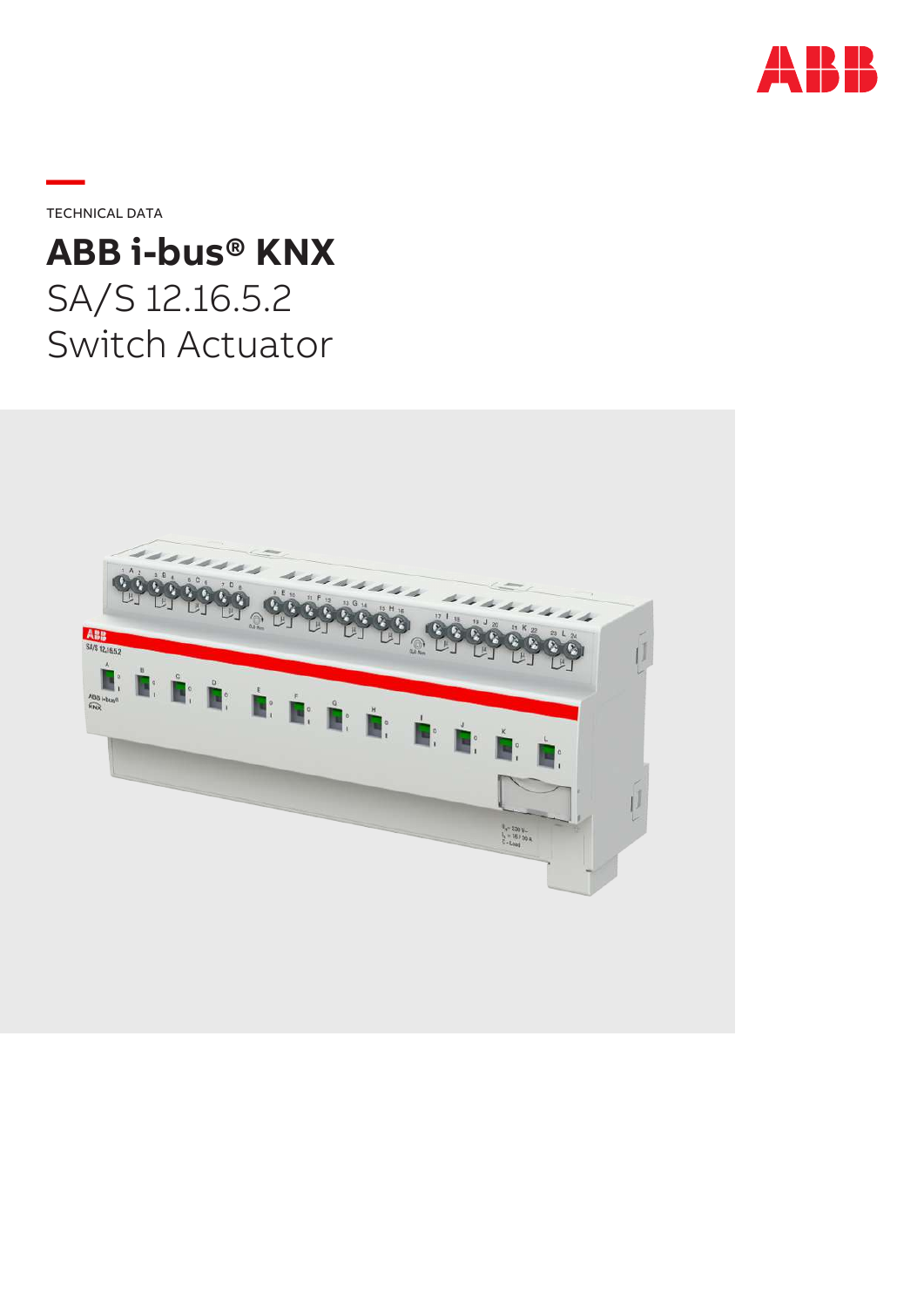TECHNICAL DATA

# ABB i-bus® KNX

SA/S 12.16.5.2
Switch Actuator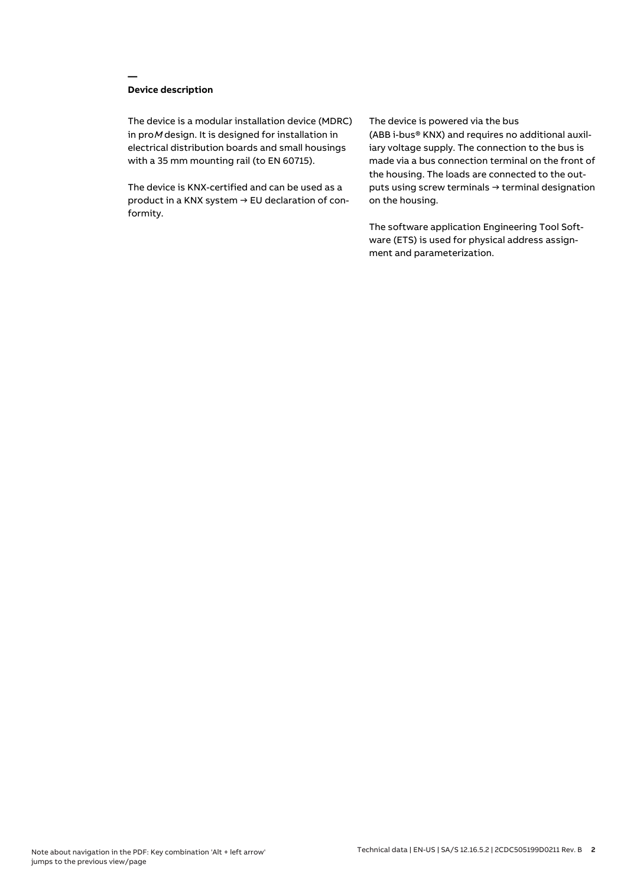## Device description

The device is a modular installation device (MDRC) in pro*M* design. It is designed for installation in electrical distribution boards and small housings with a 35 mm mounting rail (to EN 60715).

The device is KNX-certified and can be used as a product in a KNX system → EU declaration of conformity.

The device is powered via the bus (ABB i-bus® KNX) and requires no additional auxiliary voltage supply. The connection to the bus is made via a bus connection terminal on the front of the housing. The loads are connected to the outputs using screw terminals → terminal designation on the housing.

The software application Engineering Tool Software (ETS) is used for physical address assignment and parameterization.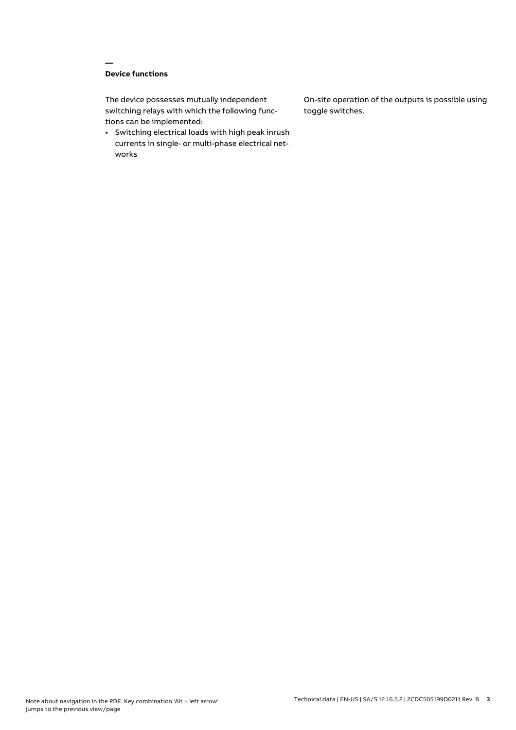## Device functions

The device possesses mutually independent switching relays with which the following functions can be implemented:

- Switching electrical loads with high peak inrush currents in single- or multi-phase electrical networks

On-site operation of the outputs is possible using toggle switches.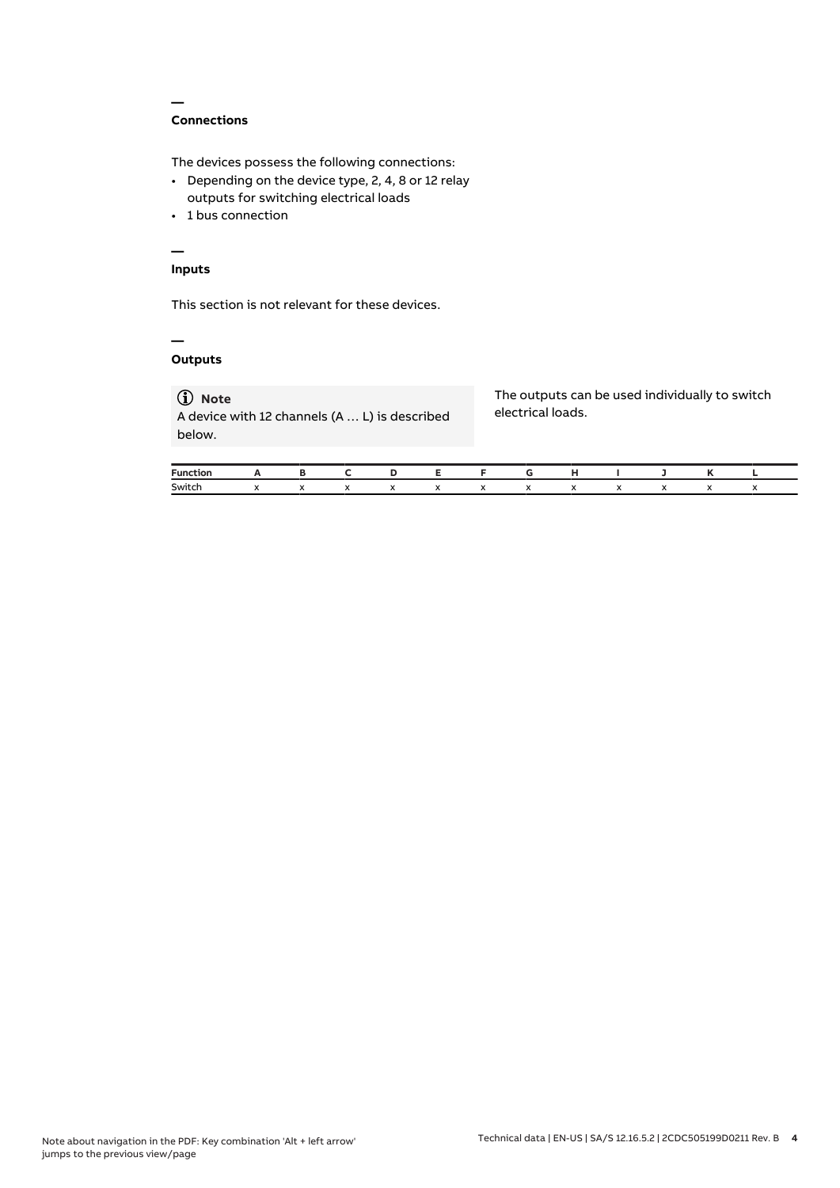## Connections

The devices possess the following connections:

- Depending on the device type, 2, 4, 8 or 12 relay outputs for switching electrical loads
- 1 bus connection

## Inputs

This section is not relevant for these devices.

## Outputs

> **Note**
> A device with 12 channels (A … L) is described below.

The outputs can be used individually to switch electrical loads.

| Function | A | B | C | D | E | F | G | H | I | J | K | L |
|---|---|---|---|---|---|---|---|---|---|---|---|---|
| Switch | x | x | x | x | x | x | x | x | x | x | x | x |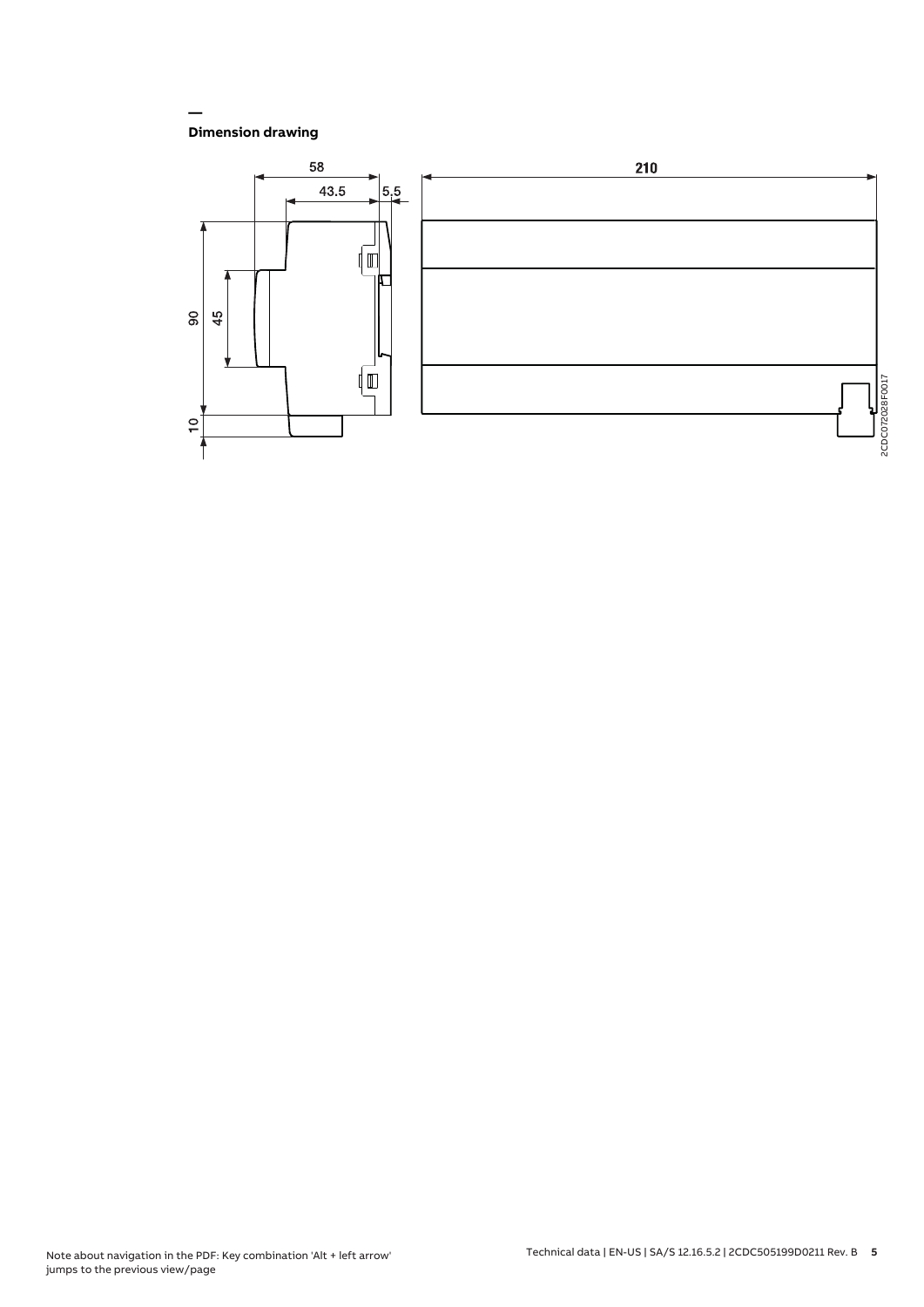## Dimension drawing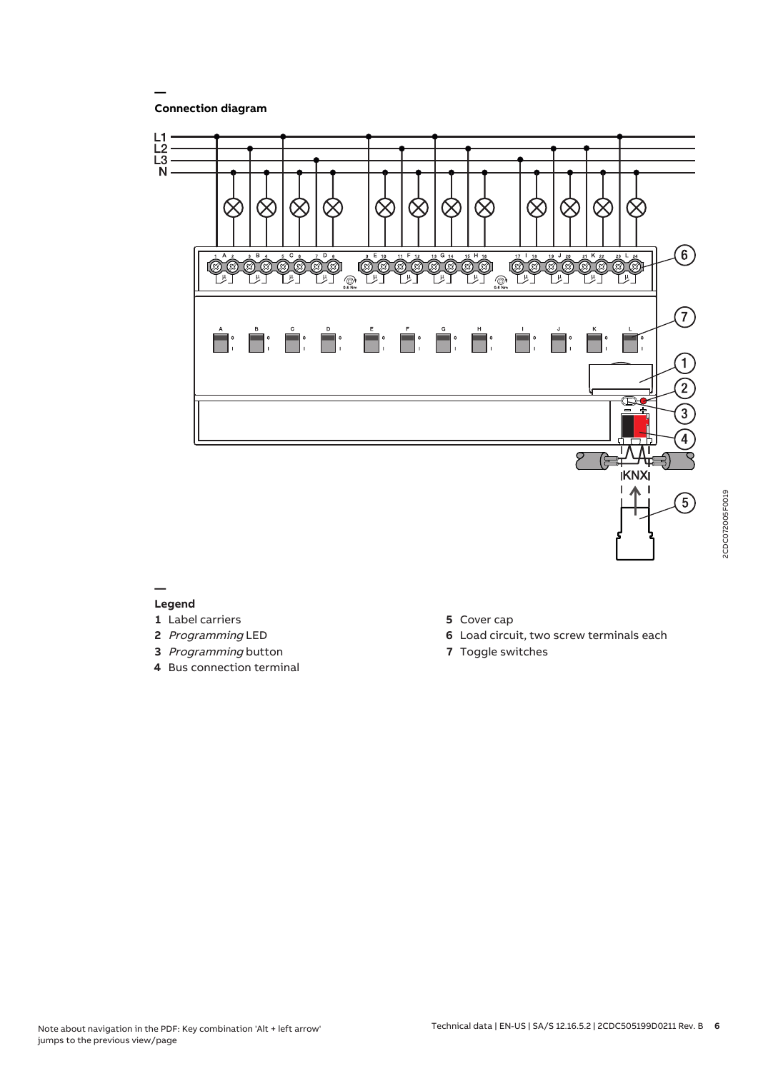## Connection diagram

## Legend

**1** Label carriers

**2** *Programming* LED

**3** *Programming* button

**4** Bus connection terminal

**5** Cover cap

**6** Load circuit, two screw terminals each

**7** Toggle switches

Note about navigation in the PDF: Key combination 'Alt + left arrow' jumps to the previous view/page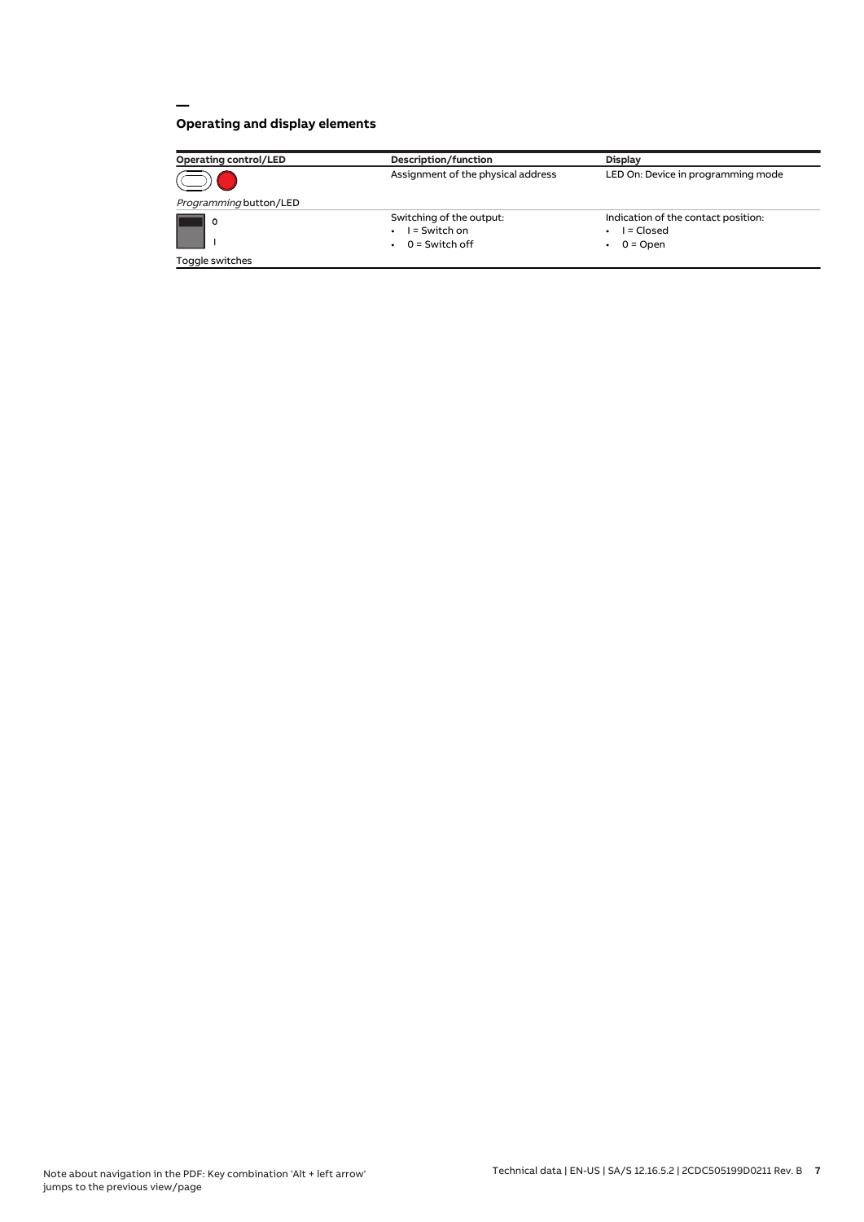## Operating and display elements

| Operating control/LED | Description/function | Display |
|---|---|---|
| *Programming* button/LED | Assignment of the physical address | LED On: Device in programming mode |
| Toggle switches (0 / I) | Switching of the output:<br>• I = Switch on<br>• 0 = Switch off | Indication of the contact position:<br>• I = Closed<br>• 0 = Open |

Note about navigation in the PDF: Key combination 'Alt + left arrow' jumps to the previous view/page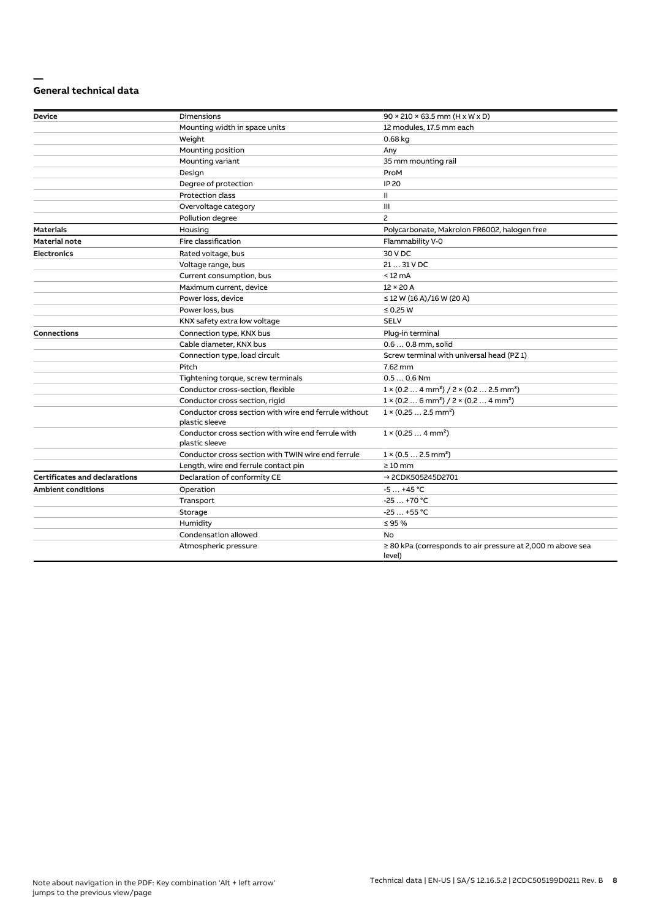## General technical data

| | | |
|---|---|---|
| **Device** | Dimensions | 90 × 210 × 63.5 mm (H x W x D) |
| | Mounting width in space units | 12 modules, 17.5 mm each |
| | Weight | 0.68 kg |
| | Mounting position | Any |
| | Mounting variant | 35 mm mounting rail |
| | Design | ProM |
| | Degree of protection | IP 20 |
| | Protection class | II |
| | Overvoltage category | III |
| | Pollution degree | 2 |
| **Materials** | Housing | Polycarbonate, Makrolon FR6002, halogen free |
| **Material note** | Fire classification | Flammability V-0 |
| **Electronics** | Rated voltage, bus | 30 V DC |
| | Voltage range, bus | 21 … 31 V DC |
| | Current consumption, bus | < 12 mA |
| | Maximum current, device | 12 × 20 A |
| | Power loss, device | ≤ 12 W (16 A)/16 W (20 A) |
| | Power loss, bus | ≤ 0.25 W |
| | KNX safety extra low voltage | SELV |
| **Connections** | Connection type, KNX bus | Plug-in terminal |
| | Cable diameter, KNX bus | 0.6 … 0.8 mm, solid |
| | Connection type, load circuit | Screw terminal with universal head (PZ 1) |
| | Pitch | 7.62 mm |
| | Tightening torque, screw terminals | 0.5 … 0.6 Nm |
| | Conductor cross-section, flexible | 1 × (0.2 … 4 mm²) / 2 × (0.2 … 2.5 mm²) |
| | Conductor cross section, rigid | 1 × (0.2 … 6 mm²) / 2 × (0.2 … 4 mm²) |
| | Conductor cross section with wire end ferrule without plastic sleeve | 1 × (0.25 … 2.5 mm²) |
| | Conductor cross section with wire end ferrule with plastic sleeve | 1 × (0.25 … 4 mm²) |
| | Conductor cross section with TWIN wire end ferrule | 1 × (0.5 … 2.5 mm²) |
| | Length, wire end ferrule contact pin | ≥ 10 mm |
| **Certificates and declarations** | Declaration of conformity CE | → 2CDK505245D2701 |
| **Ambient conditions** | Operation | -5 … +45 °C |
| | Transport | -25 … +70 °C |
| | Storage | -25 … +55 °C |
| | Humidity | ≤ 95 % |
| | Condensation allowed | No |
| | Atmospheric pressure | ≥ 80 kPa (corresponds to air pressure at 2,000 m above sea level) |

Note about navigation in the PDF: Key combination 'Alt + left arrow' jumps to the previous view/page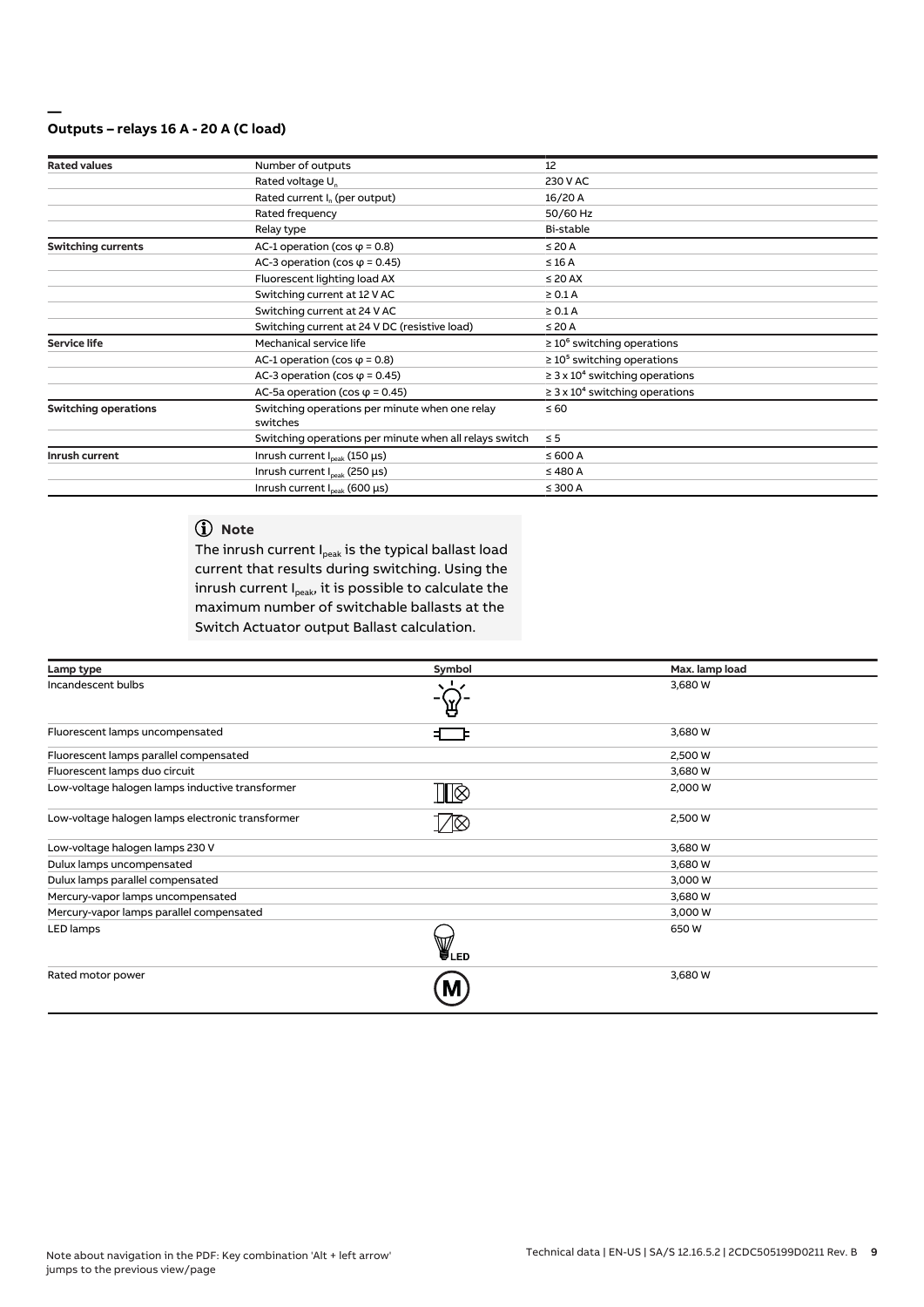## Outputs – relays 16 A - 20 A (C load)

| Rated values | Number of outputs | 12 |
|---|---|---|
| | Rated voltage $U_n$ | 230 V AC |
| | Rated current $I_n$ (per output) | 16/20 A |
| | Rated frequency | 50/60 Hz |
| | Relay type | Bi-stable |
| **Switching currents** | AC-1 operation (cos φ = 0.8) | ≤ 20 A |
| | AC-3 operation (cos φ = 0.45) | ≤ 16 A |
| | Fluorescent lighting load AX | ≤ 20 AX |
| | Switching current at 12 V AC | ≥ 0.1 A |
| | Switching current at 24 V AC | ≥ 0.1 A |
| | Switching current at 24 V DC (resistive load) | ≤ 20 A |
| **Service life** | Mechanical service life | ≥ $10^6$ switching operations |
| | AC-1 operation (cos φ = 0.8) | ≥ $10^5$ switching operations |
| | AC-3 operation (cos φ = 0.45) | ≥ 3 x $10^4$ switching operations |
| | AC-5a operation (cos φ = 0.45) | ≥ 3 x $10^4$ switching operations |
| **Switching operations** | Switching operations per minute when one relay switches | ≤ 60 |
| | Switching operations per minute when all relays switch | ≤ 5 |
| **Inrush current** | Inrush current $I_{peak}$ (150 µs) | ≤ 600 A |
| | Inrush current $I_{peak}$ (250 µs) | ≤ 480 A |
| | Inrush current $I_{peak}$ (600 µs) | ≤ 300 A |

**Note**

The inrush current $I_{peak}$ is the typical ballast load current that results during switching. Using the inrush current $I_{peak}$, it is possible to calculate the maximum number of switchable ballasts at the Switch Actuator output Ballast calculation.

| Lamp type | Symbol | Max. lamp load |
|---|---|---|
| Incandescent bulbs | | 3,680 W |
| Fluorescent lamps uncompensated | | 3,680 W |
| Fluorescent lamps parallel compensated | | 2,500 W |
| Fluorescent lamps duo circuit | | 3,680 W |
| Low-voltage halogen lamps inductive transformer | | 2,000 W |
| Low-voltage halogen lamps electronic transformer | | 2,500 W |
| Low-voltage halogen lamps 230 V | | 3,680 W |
| Dulux lamps uncompensated | | 3,680 W |
| Dulux lamps parallel compensated | | 3,000 W |
| Mercury-vapor lamps uncompensated | | 3,680 W |
| Mercury-vapor lamps parallel compensated | | 3,000 W |
| LED lamps | LED | 650 W |
| Rated motor power | M | 3,680 W |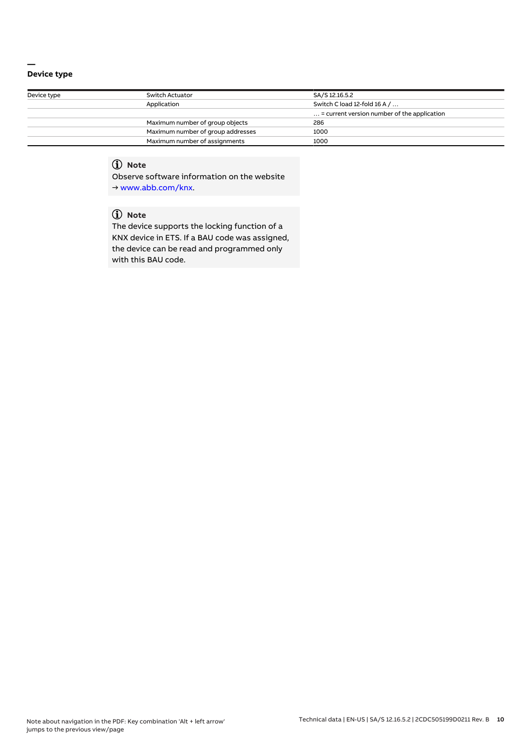## Device type

| Device type | Switch Actuator | SA/S 12.16.5.2 |
| --- | --- | --- |
| | Application | Switch C load 12-fold 16 A / … |
| | | … = current version number of the application |
| | Maximum number of group objects | 286 |
| | Maximum number of group addresses | 1000 |
| | Maximum number of assignments | 1000 |

> **Note**
> Observe software information on the website
> → www.abb.com/knx.

> **Note**
> The device supports the locking function of a KNX device in ETS. If a BAU code was assigned, the device can be read and programmed only with this BAU code.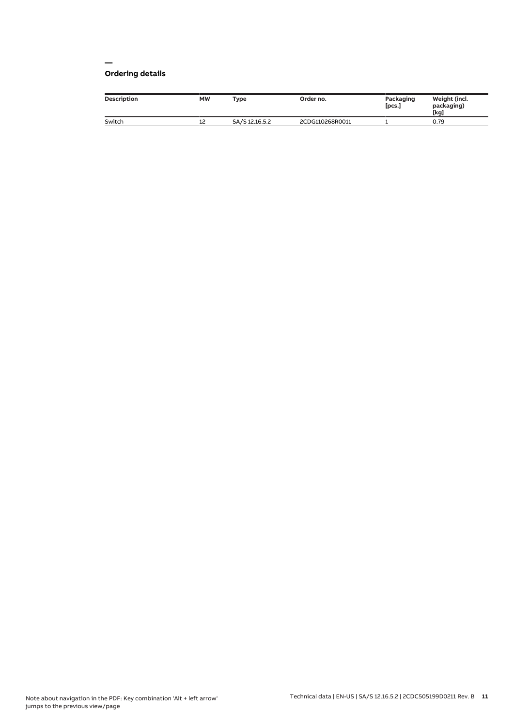## Ordering details

| Description | MW | Type | Order no. | Packaging [pcs.] | Weight (incl. packaging) [kg] |
|---|---|---|---|---|---|
| Switch | 12 | SA/S 12.16.5.2 | 2CDG110268R0011 | 1 | 0.79 |

Note about navigation in the PDF: Key combination 'Alt + left arrow' jumps to the previous view/page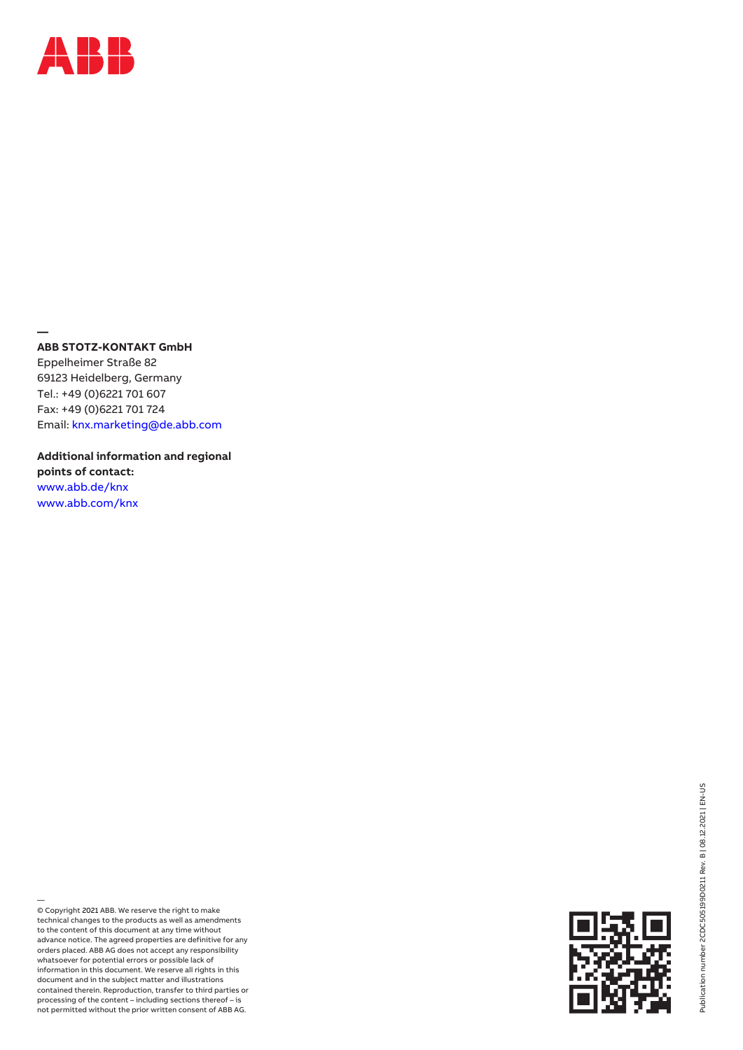—

**ABB STOTZ-KONTAKT GmbH**
Eppelheimer Straße 82
69123 Heidelberg, Germany
Tel.: +49 (0)6221 701 607
Fax: +49 (0)6221 701 724
Email: knx.marketing@de.abb.com

**Additional information and regional points of contact:**
www.abb.de/knx
www.abb.com/knx

—
© Copyright 2021 ABB. We reserve the right to make technical changes to the products as well as amendments to the content of this document at any time without advance notice. The agreed properties are definitive for any orders placed. ABB AG does not accept any responsibility whatsoever for potential errors or possible lack of information in this document. We reserve all rights in this document and in the subject matter and illustrations contained therein. Reproduction, transfer to third parties or processing of the content – including sections thereof – is not permitted without the prior written consent of ABB AG.

Publication number 2CDC505199D0211 Rev. B | 08.12.2021 | EN-US